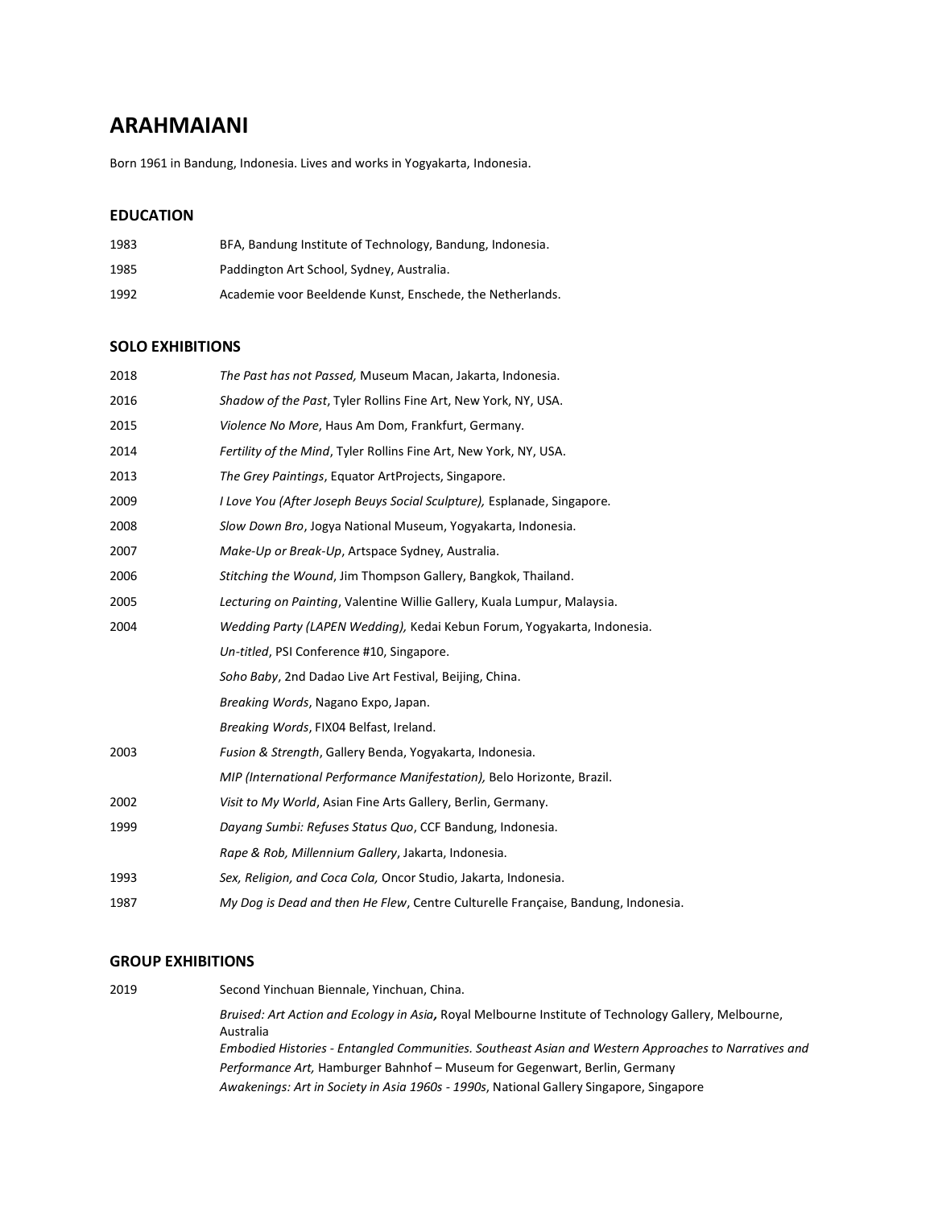# ARAHMAIANI

Born 1961 in Bandung, Indonesia. Lives and works in Yogyakarta, Indonesia.

## EDUCATION

| | |
|---|---|
| 1983 | BFA, Bandung Institute of Technology, Bandung, Indonesia. |
| 1985 | Paddington Art School, Sydney, Australia. |
| 1992 | Academie voor Beeldende Kunst, Enschede, the Netherlands. |

## SOLO EXHIBITIONS

| | |
|---|---|
| 2018 | *The Past has not Passed,* Museum Macan, Jakarta, Indonesia. |
| 2016 | *Shadow of the Past*, Tyler Rollins Fine Art, New York, NY, USA. |
| 2015 | *Violence No More*, Haus Am Dom, Frankfurt, Germany. |
| 2014 | *Fertility of the Mind*, Tyler Rollins Fine Art, New York, NY, USA. |
| 2013 | *The Grey Paintings*, Equator ArtProjects, Singapore. |
| 2009 | *I Love You (After Joseph Beuys Social Sculpture),* Esplanade, Singapore. |
| 2008 | *Slow Down Bro*, Jogya National Museum, Yogyakarta, Indonesia. |
| 2007 | *Make-Up or Break-Up*, Artspace Sydney, Australia. |
| 2006 | *Stitching the Wound*, Jim Thompson Gallery, Bangkok, Thailand. |
| 2005 | *Lecturing on Painting*, Valentine Willie Gallery, Kuala Lumpur, Malaysia. |
| 2004 | *Wedding Party (LAPEN Wedding),* Kedai Kebun Forum, Yogyakarta, Indonesia. |
| | *Un-titled*, PSI Conference #10, Singapore. |
| | *Soho Baby*, 2nd Dadao Live Art Festival, Beijing, China. |
| | *Breaking Words*, Nagano Expo, Japan. |
| | *Breaking Words*, FIX04 Belfast, Ireland. |
| 2003 | *Fusion & Strength*, Gallery Benda, Yogyakarta, Indonesia. |
| | *MIP (International Performance Manifestation),* Belo Horizonte, Brazil. |
| 2002 | *Visit to My World*, Asian Fine Arts Gallery, Berlin, Germany. |
| 1999 | *Dayang Sumbi: Refuses Status Quo*, CCF Bandung, Indonesia. |
| | *Rape & Rob, Millennium Gallery*, Jakarta, Indonesia. |
| 1993 | *Sex, Religion, and Coca Cola,* Oncor Studio, Jakarta, Indonesia. |
| 1987 | *My Dog is Dead and then He Flew*, Centre Culturelle Française, Bandung, Indonesia. |

## GROUP EXHIBITIONS

| | |
|---|---|
| 2019 | Second Yinchuan Biennale, Yinchuan, China. |
| | *Bruised: Art Action and Ecology in Asia,* Royal Melbourne Institute of Technology Gallery, Melbourne, Australia |
| | *Embodied Histories - Entangled Communities. Southeast Asian and Western Approaches to Narratives and Performance Art,* Hamburger Bahnhof – Museum for Gegenwart, Berlin, Germany |
| | *Awakenings: Art in Society in Asia 1960s - 1990s*, National Gallery Singapore, Singapore |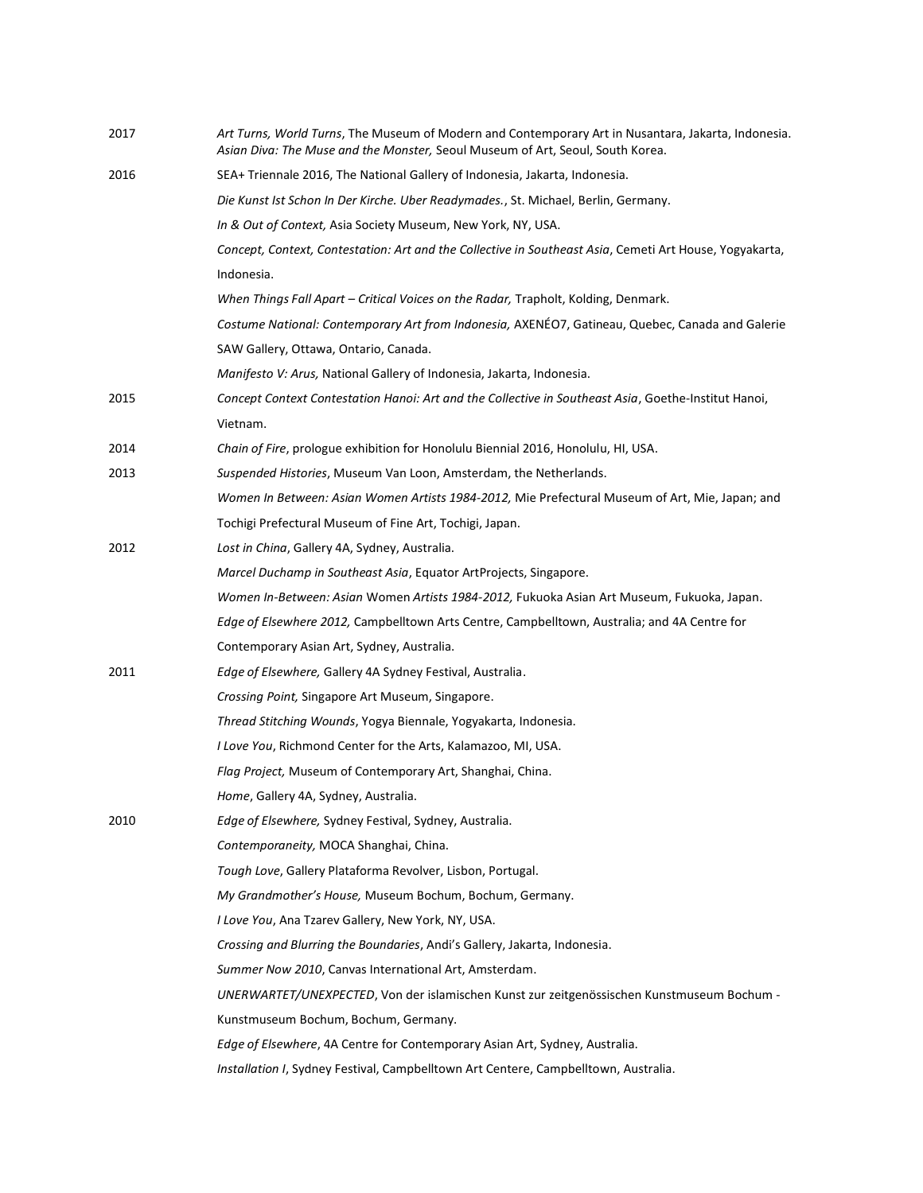2017 *Art Turns, World Turns*, The Museum of Modern and Contemporary Art in Nusantara, Jakarta, Indonesia.
*Asian Diva: The Muse and the Monster,* Seoul Museum of Art, Seoul, South Korea.

2016 SEA+ Triennale 2016, The National Gallery of Indonesia, Jakarta, Indonesia.
*Die Kunst Ist Schon In Der Kirche. Uber Readymades.*, St. Michael, Berlin, Germany.
*In & Out of Context,* Asia Society Museum, New York, NY, USA.
*Concept, Context, Contestation: Art and the Collective in Southeast Asia*, Cemeti Art House, Yogyakarta, Indonesia.
*When Things Fall Apart – Critical Voices on the Radar,* Trapholt, Kolding, Denmark.
*Costume National: Contemporary Art from Indonesia,* AXENÉO7, Gatineau, Quebec, Canada and Galerie SAW Gallery, Ottawa, Ontario, Canada.
*Manifesto V: Arus,* National Gallery of Indonesia, Jakarta, Indonesia.

2015 *Concept Context Contestation Hanoi: Art and the Collective in Southeast Asia*, Goethe-Institut Hanoi, Vietnam.

2014 *Chain of Fire*, prologue exhibition for Honolulu Biennial 2016, Honolulu, HI, USA.

2013 *Suspended Histories*, Museum Van Loon, Amsterdam, the Netherlands.
*Women In Between: Asian Women Artists 1984-2012,* Mie Prefectural Museum of Art, Mie, Japan; and Tochigi Prefectural Museum of Fine Art, Tochigi, Japan.

2012 *Lost in China*, Gallery 4A, Sydney, Australia.
*Marcel Duchamp in Southeast Asia*, Equator ArtProjects, Singapore.
*Women In-Between: Asian* Women *Artists 1984-2012,* Fukuoka Asian Art Museum, Fukuoka, Japan.
*Edge of Elsewhere 2012,* Campbelltown Arts Centre, Campbelltown, Australia; and 4A Centre for Contemporary Asian Art, Sydney, Australia.

2011 *Edge of Elsewhere,* Gallery 4A Sydney Festival, Australia.
*Crossing Point,* Singapore Art Museum, Singapore.
*Thread Stitching Wounds*, Yogya Biennale, Yogyakarta, Indonesia.
*I Love You*, Richmond Center for the Arts, Kalamazoo, MI, USA.
*Flag Project,* Museum of Contemporary Art, Shanghai, China.
*Home*, Gallery 4A, Sydney, Australia.

2010 *Edge of Elsewhere,* Sydney Festival, Sydney, Australia.
*Contemporaneity,* MOCA Shanghai, China.
*Tough Love*, Gallery Plataforma Revolver, Lisbon, Portugal.
*My Grandmother's House,* Museum Bochum, Bochum, Germany.
*I Love You*, Ana Tzarev Gallery, New York, NY, USA.
*Crossing and Blurring the Boundaries*, Andi's Gallery, Jakarta, Indonesia.
*Summer Now 2010*, Canvas International Art, Amsterdam.
*UNERWARTET/UNEXPECTED*, Von der islamischen Kunst zur zeitgenössischen Kunstmuseum Bochum - Kunstmuseum Bochum, Bochum, Germany.
*Edge of Elsewhere*, 4A Centre for Contemporary Asian Art, Sydney, Australia.
*Installation I*, Sydney Festival, Campbelltown Art Centere, Campbelltown, Australia.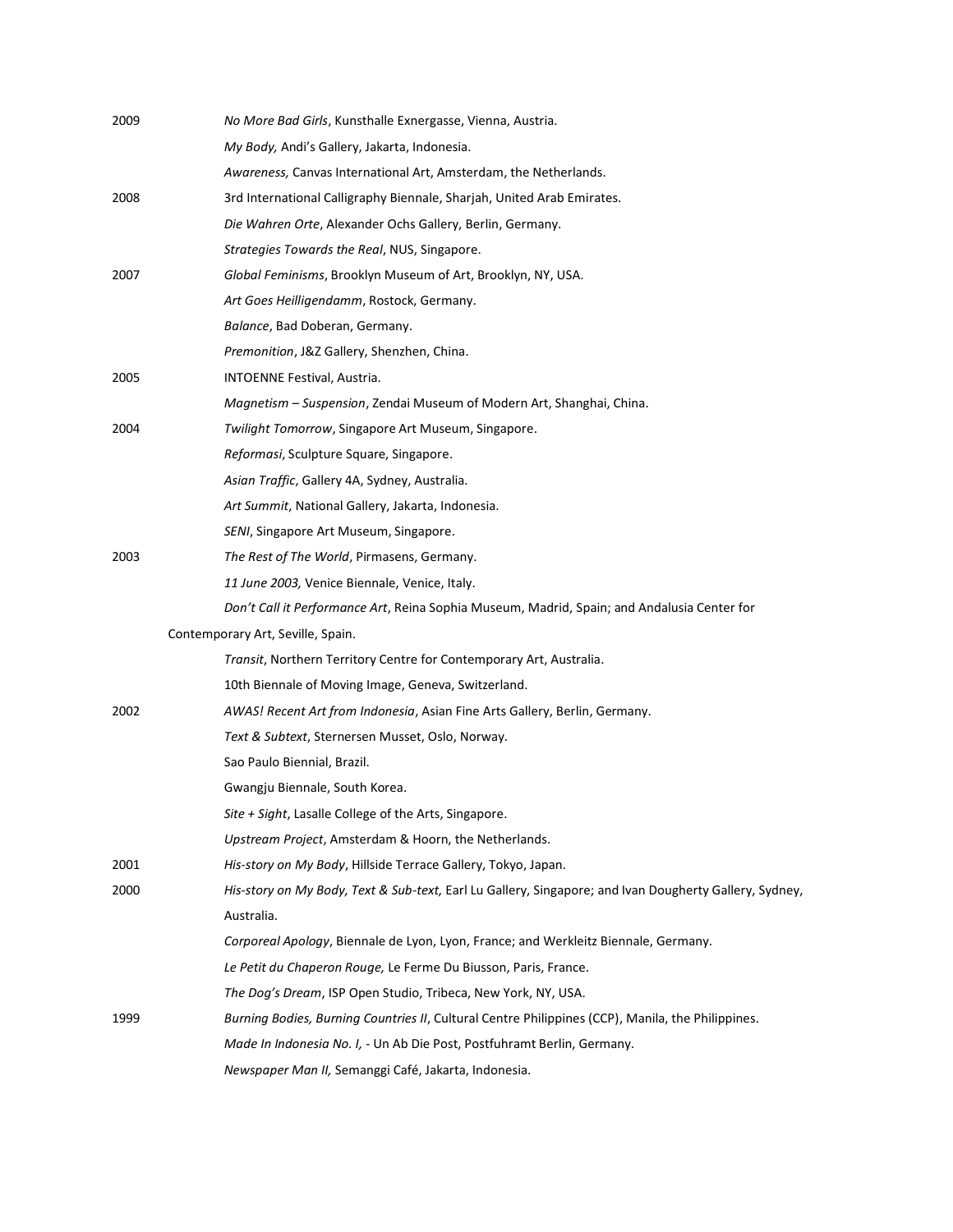2009 *No More Bad Girls*, Kunsthalle Exnergasse, Vienna, Austria.

*My Body,* Andi's Gallery, Jakarta, Indonesia.

*Awareness,* Canvas International Art, Amsterdam, the Netherlands.

2008 3rd International Calligraphy Biennale, Sharjah, United Arab Emirates.

*Die Wahren Orte*, Alexander Ochs Gallery, Berlin, Germany.

*Strategies Towards the Real*, NUS, Singapore.

2007 *Global Feminisms*, Brooklyn Museum of Art, Brooklyn, NY, USA.

*Art Goes Heilligendamm*, Rostock, Germany.

*Balance*, Bad Doberan, Germany.

*Premonition*, J&Z Gallery, Shenzhen, China.

2005 INTOENNE Festival, Austria.

*Magnetism – Suspension*, Zendai Museum of Modern Art, Shanghai, China.

2004 *Twilight Tomorrow*, Singapore Art Museum, Singapore.

*Reformasi*, Sculpture Square, Singapore.

*Asian Traffic*, Gallery 4A, Sydney, Australia.

*Art Summit*, National Gallery, Jakarta, Indonesia.

*SENI*, Singapore Art Museum, Singapore.

2003 *The Rest of The World*, Pirmasens, Germany.

*11 June 2003,* Venice Biennale, Venice, Italy.

*Don't Call it Performance Art*, Reina Sophia Museum, Madrid, Spain; and Andalusia Center for Contemporary Art, Seville, Spain.

*Transit*, Northern Territory Centre for Contemporary Art, Australia.

10th Biennale of Moving Image, Geneva, Switzerland.

2002 *AWAS! Recent Art from Indonesia*, Asian Fine Arts Gallery, Berlin, Germany.

*Text & Subtext*, Sternersen Musset, Oslo, Norway.

Sao Paulo Biennial, Brazil.

Gwangju Biennale, South Korea.

*Site + Sight*, Lasalle College of the Arts, Singapore.

*Upstream Project*, Amsterdam & Hoorn, the Netherlands.

2001 *His-story on My Body*, Hillside Terrace Gallery, Tokyo, Japan.

2000 *His-story on My Body, Text & Sub-text,* Earl Lu Gallery, Singapore; and Ivan Dougherty Gallery, Sydney, Australia.

*Corporeal Apology*, Biennale de Lyon, Lyon, France; and Werkleitz Biennale, Germany.

*Le Petit du Chaperon Rouge,* Le Ferme Du Biusson, Paris, France.

*The Dog's Dream*, ISP Open Studio, Tribeca, New York, NY, USA.

1999 *Burning Bodies, Burning Countries II*, Cultural Centre Philippines (CCP), Manila, the Philippines.

*Made In Indonesia No. I,* - Un Ab Die Post, Postfuhramt Berlin, Germany.

*Newspaper Man II,* Semanggi Café, Jakarta, Indonesia.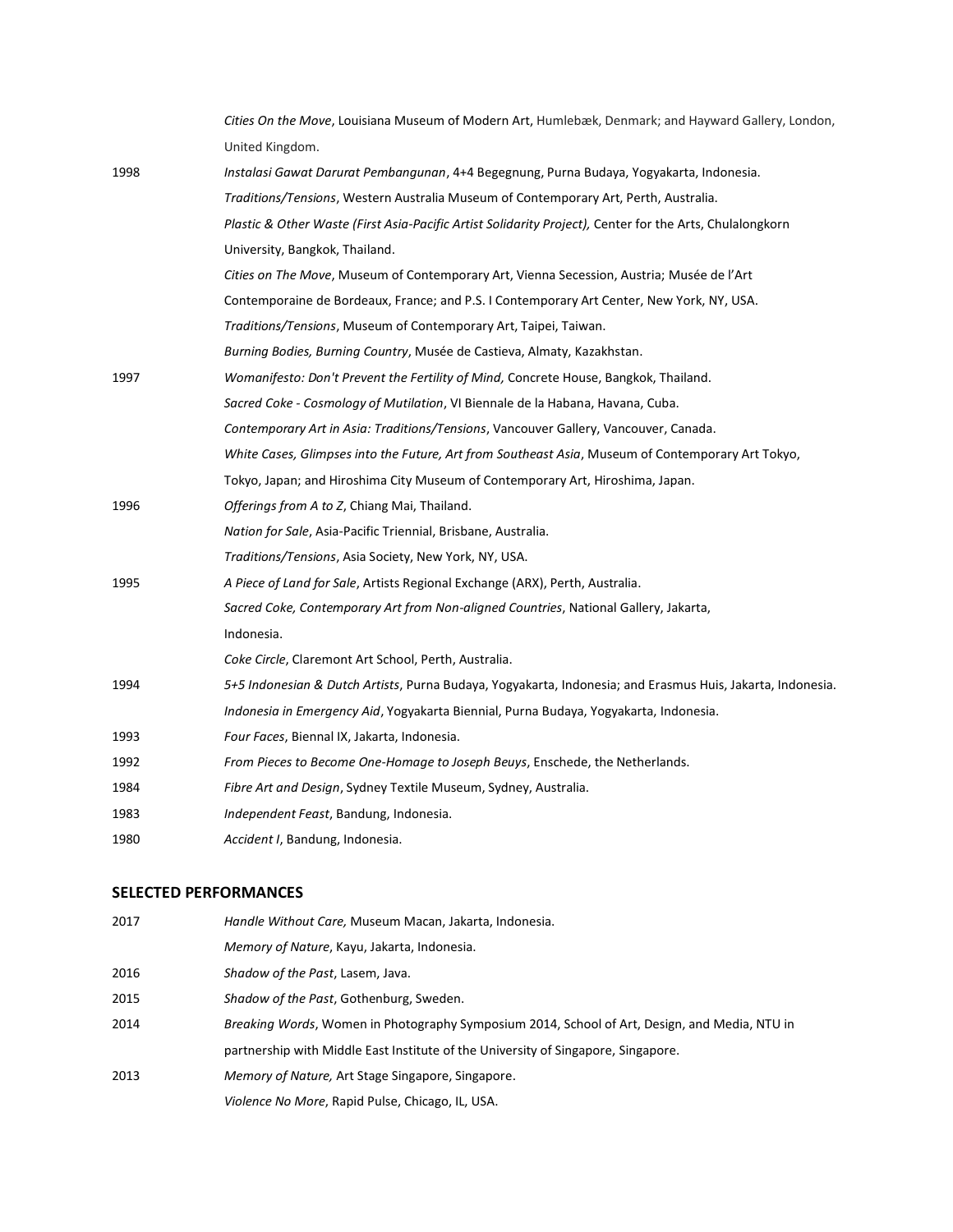| | |
|---|---|
| | *Cities On the Move*, Louisiana Museum of Modern Art, Humlebæk, Denmark; and Hayward Gallery, London, United Kingdom. |
| 1998 | *Instalasi Gawat Darurat Pembangunan*, 4+4 Begegnung, Purna Budaya, Yogyakarta, Indonesia. |
| | *Traditions/Tensions*, Western Australia Museum of Contemporary Art, Perth, Australia. |
| | *Plastic & Other Waste (First Asia-Pacific Artist Solidarity Project),* Center for the Arts, Chulalongkorn University, Bangkok, Thailand. |
| | *Cities on The Move*, Museum of Contemporary Art, Vienna Secession, Austria; Musée de l'Art Contemporaine de Bordeaux, France; and P.S. I Contemporary Art Center, New York, NY, USA. |
| | *Traditions/Tensions*, Museum of Contemporary Art, Taipei, Taiwan. |
| | *Burning Bodies, Burning Country*, Musée de Castieva, Almaty, Kazakhstan. |
| 1997 | *Womanifesto: Don't Prevent the Fertility of Mind,* Concrete House, Bangkok, Thailand. |
| | *Sacred Coke - Cosmology of Mutilation*, VI Biennale de la Habana, Havana, Cuba. |
| | *Contemporary Art in Asia: Traditions/Tensions*, Vancouver Gallery, Vancouver, Canada. |
| | *White Cases, Glimpses into the Future, Art from Southeast Asia*, Museum of Contemporary Art Tokyo, Tokyo, Japan; and Hiroshima City Museum of Contemporary Art, Hiroshima, Japan. |
| 1996 | *Offerings from A to Z*, Chiang Mai, Thailand. |
| | *Nation for Sale*, Asia-Pacific Triennial, Brisbane, Australia. |
| | *Traditions/Tensions*, Asia Society, New York, NY, USA. |
| 1995 | *A Piece of Land for Sale*, Artists Regional Exchange (ARX), Perth, Australia. |
| | *Sacred Coke, Contemporary Art from Non-aligned Countries*, National Gallery, Jakarta, Indonesia. |
| | *Coke Circle*, Claremont Art School, Perth, Australia. |
| 1994 | *5+5 Indonesian & Dutch Artists*, Purna Budaya, Yogyakarta, Indonesia; and Erasmus Huis, Jakarta, Indonesia. |
| | *Indonesia in Emergency Aid*, Yogyakarta Biennial, Purna Budaya, Yogyakarta, Indonesia. |
| 1993 | *Four Faces*, Biennal IX, Jakarta, Indonesia. |
| 1992 | *From Pieces to Become One-Homage to Joseph Beuys*, Enschede, the Netherlands. |
| 1984 | *Fibre Art and Design*, Sydney Textile Museum, Sydney, Australia. |
| 1983 | *Independent Feast*, Bandung, Indonesia. |
| 1980 | *Accident I*, Bandung, Indonesia. |

## SELECTED PERFORMANCES

| | |
|---|---|
| 2017 | *Handle Without Care,* Museum Macan, Jakarta, Indonesia. |
| | *Memory of Nature*, Kayu, Jakarta, Indonesia. |
| 2016 | *Shadow of the Past*, Lasem, Java. |
| 2015 | *Shadow of the Past*, Gothenburg, Sweden. |
| 2014 | *Breaking Words*, Women in Photography Symposium 2014, School of Art, Design, and Media, NTU in partnership with Middle East Institute of the University of Singapore, Singapore. |
| 2013 | *Memory of Nature,* Art Stage Singapore, Singapore. |
| | *Violence No More*, Rapid Pulse, Chicago, IL, USA. |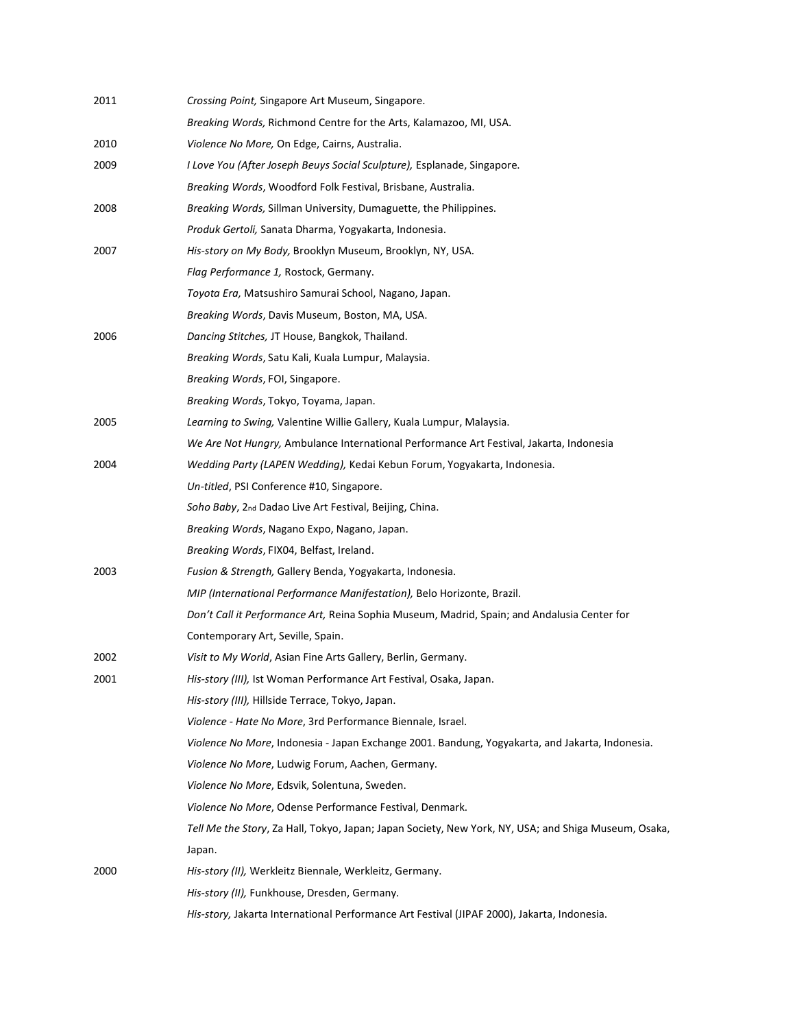2011 *Crossing Point,* Singapore Art Museum, Singapore.

*Breaking Words,* Richmond Centre for the Arts, Kalamazoo, MI, USA.

2010 *Violence No More,* On Edge, Cairns, Australia.

2009 *I Love You (After Joseph Beuys Social Sculpture),* Esplanade, Singapore.

*Breaking Words*, Woodford Folk Festival, Brisbane, Australia.

2008 *Breaking Words,* Sillman University, Dumaguette, the Philippines.

*Produk Gertoli,* Sanata Dharma, Yogyakarta, Indonesia.

2007 *His-story on My Body,* Brooklyn Museum, Brooklyn, NY, USA.

*Flag Performance 1,* Rostock, Germany.

*Toyota Era,* Matsushiro Samurai School, Nagano, Japan.

*Breaking Words*, Davis Museum, Boston, MA, USA.

2006 *Dancing Stitches,* JT House, Bangkok, Thailand.

*Breaking Words*, Satu Kali, Kuala Lumpur, Malaysia.

*Breaking Words*, FOI, Singapore.

*Breaking Words*, Tokyo, Toyama, Japan.

2005 *Learning to Swing,* Valentine Willie Gallery, Kuala Lumpur, Malaysia.

*We Are Not Hungry,* Ambulance International Performance Art Festival, Jakarta, Indonesia

2004 *Wedding Party (LAPEN Wedding),* Kedai Kebun Forum, Yogyakarta, Indonesia.

*Un-titled*, PSI Conference #10, Singapore.

*Soho Baby*, 2nd Dadao Live Art Festival, Beijing, China.

*Breaking Words*, Nagano Expo, Nagano, Japan.

*Breaking Words*, FIX04, Belfast, Ireland.

2003 *Fusion & Strength,* Gallery Benda, Yogyakarta, Indonesia.

*MIP (International Performance Manifestation),* Belo Horizonte, Brazil.

*Don't Call it Performance Art,* Reina Sophia Museum, Madrid, Spain; and Andalusia Center for Contemporary Art, Seville, Spain.

2002 *Visit to My World*, Asian Fine Arts Gallery, Berlin, Germany.

2001 *His-story (III),* Ist Woman Performance Art Festival, Osaka, Japan.

*His-story (III),* Hillside Terrace, Tokyo, Japan.

*Violence - Hate No More*, 3rd Performance Biennale, Israel.

*Violence No More*, Indonesia - Japan Exchange 2001. Bandung, Yogyakarta, and Jakarta, Indonesia.

*Violence No More*, Ludwig Forum, Aachen, Germany.

*Violence No More*, Edsvik, Solentuna, Sweden.

*Violence No More*, Odense Performance Festival, Denmark.

*Tell Me the Story*, Za Hall, Tokyo, Japan; Japan Society, New York, NY, USA; and Shiga Museum, Osaka, Japan.

2000 *His-story (II),* Werkleitz Biennale, Werkleitz, Germany.

*His-story (II),* Funkhouse, Dresden, Germany.

*His-story,* Jakarta International Performance Art Festival (JIPAF 2000), Jakarta, Indonesia.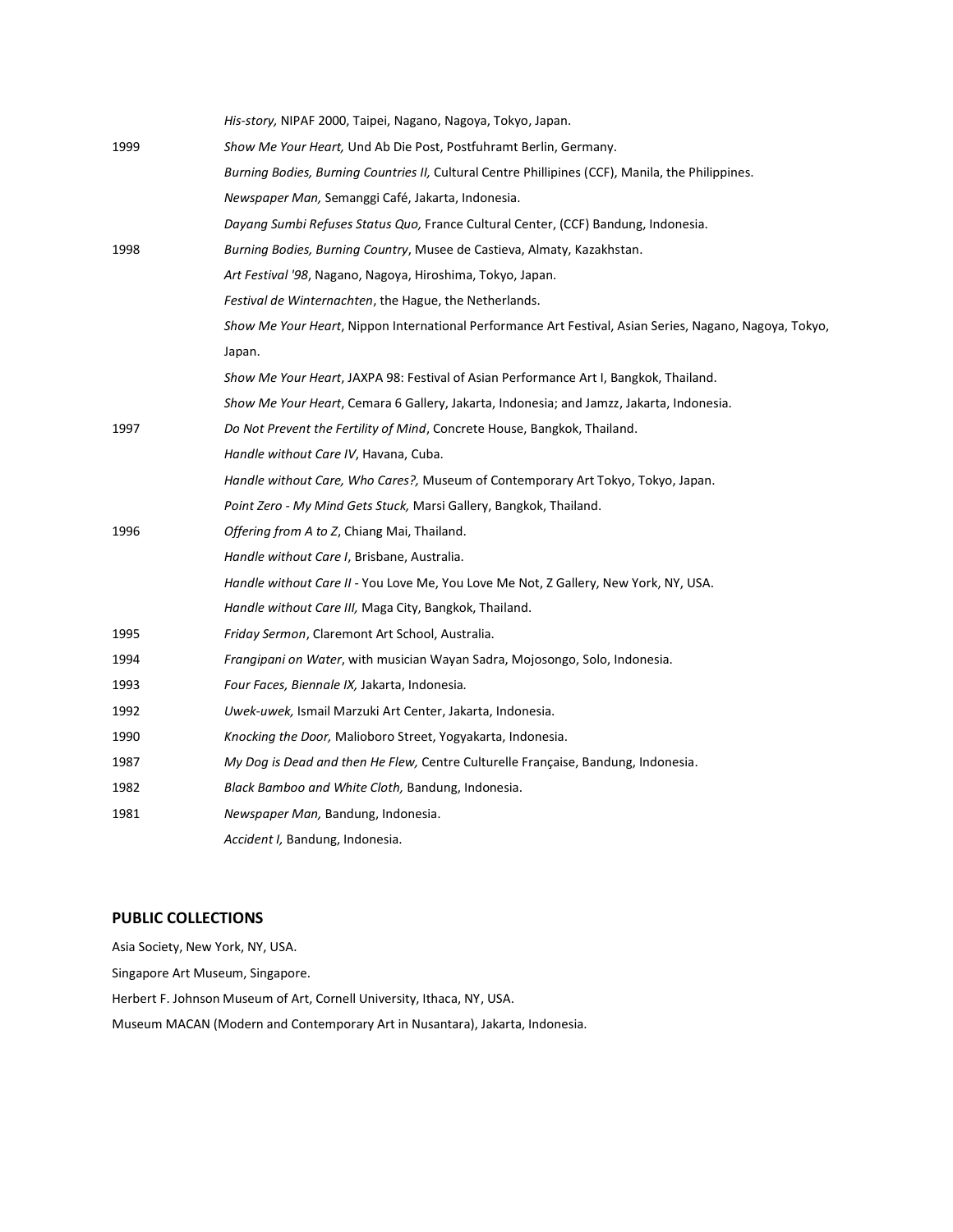| | |
|---|---|
| | *His-story,* NIPAF 2000, Taipei, Nagano, Nagoya, Tokyo, Japan. |
| 1999 | *Show Me Your Heart,* Und Ab Die Post, Postfuhramt Berlin, Germany. |
| | *Burning Bodies, Burning Countries II,* Cultural Centre Phillipines (CCF), Manila, the Philippines. |
| | *Newspaper Man,* Semanggi Café, Jakarta, Indonesia. |
| | *Dayang Sumbi Refuses Status Quo,* France Cultural Center, (CCF) Bandung, Indonesia. |
| 1998 | *Burning Bodies, Burning Country*, Musee de Castieva, Almaty, Kazakhstan. |
| | *Art Festival '98*, Nagano, Nagoya, Hiroshima, Tokyo, Japan. |
| | *Festival de Winternachten*, the Hague, the Netherlands. |
| | *Show Me Your Heart*, Nippon International Performance Art Festival, Asian Series, Nagano, Nagoya, Tokyo, Japan. |
| | *Show Me Your Heart*, JAXPA 98: Festival of Asian Performance Art I, Bangkok, Thailand. |
| | *Show Me Your Heart*, Cemara 6 Gallery, Jakarta, Indonesia; and Jamzz, Jakarta, Indonesia. |
| 1997 | *Do Not Prevent the Fertility of Mind*, Concrete House, Bangkok, Thailand. |
| | *Handle without Care IV*, Havana, Cuba. |
| | *Handle without Care, Who Cares?,* Museum of Contemporary Art Tokyo, Tokyo, Japan. |
| | *Point Zero - My Mind Gets Stuck,* Marsi Gallery, Bangkok, Thailand. |
| 1996 | *Offering from A to Z*, Chiang Mai, Thailand. |
| | *Handle without Care I*, Brisbane, Australia. |
| | *Handle without Care II* - You Love Me, You Love Me Not, Z Gallery, New York, NY, USA. |
| | *Handle without Care III,* Maga City, Bangkok, Thailand. |
| 1995 | *Friday Sermon*, Claremont Art School, Australia. |
| 1994 | *Frangipani on Water*, with musician Wayan Sadra, Mojosongo, Solo, Indonesia. |
| 1993 | *Four Faces, Biennale IX,* Jakarta, Indonesia. |
| 1992 | *Uwek-uwek,* Ismail Marzuki Art Center, Jakarta, Indonesia. |
| 1990 | *Knocking the Door,* Malioboro Street, Yogyakarta, Indonesia. |
| 1987 | *My Dog is Dead and then He Flew,* Centre Culturelle Française, Bandung, Indonesia. |
| 1982 | *Black Bamboo and White Cloth,* Bandung, Indonesia. |
| 1981 | *Newspaper Man,* Bandung, Indonesia. |
| | *Accident I,* Bandung, Indonesia. |

## PUBLIC COLLECTIONS

Asia Society, New York, NY, USA.

Singapore Art Museum, Singapore.

Herbert F. Johnson Museum of Art, Cornell University, Ithaca, NY, USA.

Museum MACAN (Modern and Contemporary Art in Nusantara), Jakarta, Indonesia.